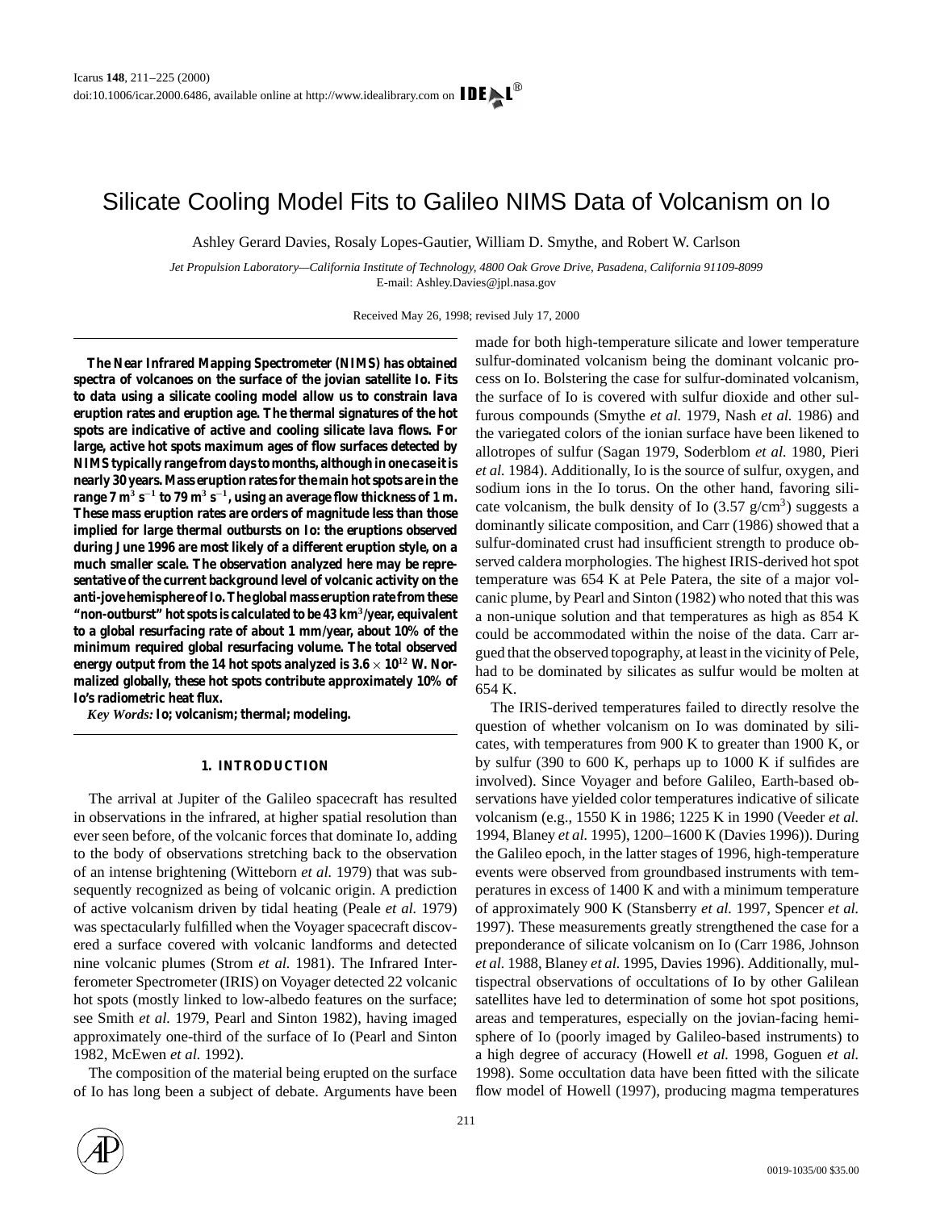# Silicate Cooling Model Fits to Galileo NIMS Data of Volcanism on Io

Ashley Gerard Davies, Rosaly Lopes-Gautier, William D. Smythe, and Robert W. Carlson

*Jet Propulsion Laboratory—California Institute of Technology, 4800 Oak Grove Drive, Pasadena, California 91109-8099*
E-mail: Ashley.Davies@jpl.nasa.gov

Received May 26, 1998; revised July 17, 2000

**The Near Infrared Mapping Spectrometer (NIMS) has obtained spectra of volcanoes on the surface of the jovian satellite Io. Fits to data using a silicate cooling model allow us to constrain lava eruption rates and eruption age. The thermal signatures of the hot spots are indicative of active and cooling silicate lava flows. For large, active hot spots maximum ages of flow surfaces detected by NIMS typically range from days to months, although in one case it is nearly 30 years. Mass eruption rates for the main hot spots are in the range 7 m$^3$ s$^{-1}$ to 79 m$^3$ s$^{-1}$, using an average flow thickness of 1 m. These mass eruption rates are orders of magnitude less than those implied for large thermal outbursts on Io: the eruptions observed during June 1996 are most likely of a different eruption style, on a much smaller scale. The observation analyzed here may be representative of the current background level of volcanic activity on the anti-jove hemisphere of Io. The global mass eruption rate from these "non-outburst" hot spots is calculated to be 43 km$^3$/year, equivalent to a global resurfacing rate of about 1 mm/year, about 10% of the minimum required global resurfacing volume. The total observed energy output from the 14 hot spots analyzed is $3.6 \times 10^{12}$ W. Normalized globally, these hot spots contribute approximately 10% of Io's radiometric heat flux.**

*Key Words:* **Io; volcanism; thermal; modeling.**

## 1. INTRODUCTION

The arrival at Jupiter of the Galileo spacecraft has resulted in observations in the infrared, at higher spatial resolution than ever seen before, of the volcanic forces that dominate Io, adding to the body of observations stretching back to the observation of an intense brightening (Witteborn *et al.* 1979) that was subsequently recognized as being of volcanic origin. A prediction of active volcanism driven by tidal heating (Peale *et al.* 1979) was spectacularly fulfilled when the Voyager spacecraft discovered a surface covered with volcanic landforms and detected nine volcanic plumes (Strom *et al.* 1981). The Infrared Interferometer Spectrometer (IRIS) on Voyager detected 22 volcanic hot spots (mostly linked to low-albedo features on the surface; see Smith *et al.* 1979, Pearl and Sinton 1982), having imaged approximately one-third of the surface of Io (Pearl and Sinton 1982, McEwen *et al.* 1992).

The composition of the material being erupted on the surface of Io has long been a subject of debate. Arguments have been made for both high-temperature silicate and lower temperature sulfur-dominated volcanism being the dominant volcanic process on Io. Bolstering the case for sulfur-dominated volcanism, the surface of Io is covered with sulfur dioxide and other sulfurous compounds (Smythe *et al.* 1979, Nash *et al.* 1986) and the variegated colors of the ionian surface have been likened to allotropes of sulfur (Sagan 1979, Soderblom *et al.* 1980, Pieri *et al.* 1984). Additionally, Io is the source of sulfur, oxygen, and sodium ions in the Io torus. On the other hand, favoring silicate volcanism, the bulk density of Io (3.57 g/cm$^3$) suggests a dominantly silicate composition, and Carr (1986) showed that a sulfur-dominated crust had insufficient strength to produce observed caldera morphologies. The highest IRIS-derived hot spot temperature was 654 K at Pele Patera, the site of a major volcanic plume, by Pearl and Sinton (1982) who noted that this was a non-unique solution and that temperatures as high as 854 K could be accommodated within the noise of the data. Carr argued that the observed topography, at least in the vicinity of Pele, had to be dominated by silicates as sulfur would be molten at 654 K.

The IRIS-derived temperatures failed to directly resolve the question of whether volcanism on Io was dominated by silicates, with temperatures from 900 K to greater than 1900 K, or by sulfur (390 to 600 K, perhaps up to 1000 K if sulfides are involved). Since Voyager and before Galileo, Earth-based observations have yielded color temperatures indicative of silicate volcanism (e.g., 1550 K in 1986; 1225 K in 1990 (Veeder *et al.* 1994, Blaney *et al.* 1995), 1200–1600 K (Davies 1996)). During the Galileo epoch, in the latter stages of 1996, high-temperature events were observed from groundbased instruments with temperatures in excess of 1400 K and with a minimum temperature of approximately 900 K (Stansberry *et al.* 1997, Spencer *et al.* 1997). These measurements greatly strengthened the case for a preponderance of silicate volcanism on Io (Carr 1986, Johnson *et al.* 1988, Blaney *et al.* 1995, Davies 1996). Additionally, multispectral observations of occultations of Io by other Galilean satellites have led to determination of some hot spot positions, areas and temperatures, especially on the jovian-facing hemisphere of Io (poorly imaged by Galileo-based instruments) to a high degree of accuracy (Howell *et al.* 1998, Goguen *et al.* 1998). Some occultation data have been fitted with the silicate flow model of Howell (1997), producing magma temperatures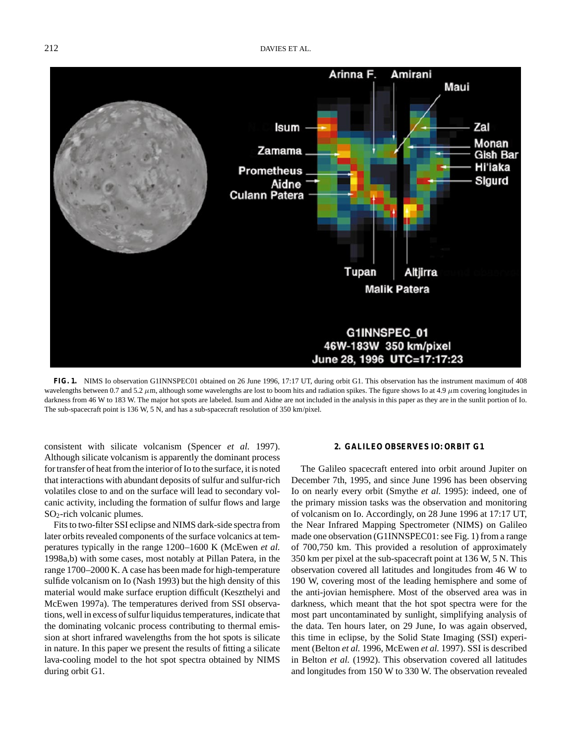Arinna F.
Amirani
Maui
Isum
Zal
Zamama
Monan
Gish Bar
Prometheus
Hi'iaka
Aidne
Sigurd
Culann Patera
Tupan
Altjirra
Malik Patera
G1INNSPEC_01
46W-183W 350 km/pixel
June 28, 1996 UTC=17:17:23

**FIG. 1.** NIMS Io observation G1INNSPEC01 obtained on 26 June 1996, 17:17 UT, during orbit G1. This observation has the instrument maximum of 408 wavelengths between 0.7 and 5.2 $\mu$m, although some wavelengths are lost to boom hits and radiation spikes. The figure shows Io at 4.9 $\mu$m covering longitudes in darkness from 46 W to 183 W. The major hot spots are labeled. Isum and Aidne are not included in the analysis in this paper as they are in the sunlit portion of Io. The sub-spacecraft point is 136 W, 5 N, and has a sub-spacecraft resolution of 350 km/pixel.

consistent with silicate volcanism (Spencer *et al.* 1997). Although silicate volcanism is apparently the dominant process for transfer of heat from the interior of Io to the surface, it is noted that interactions with abundant deposits of sulfur and sulfur-rich volatiles close to and on the surface will lead to secondary volcanic activity, including the formation of sulfur flows and large $SO_2$-rich volcanic plumes.

Fits to two-filter SSI eclipse and NIMS dark-side spectra from later orbits revealed components of the surface volcanics at temperatures typically in the range 1200–1600 K (McEwen *et al.* 1998a,b) with some cases, most notably at Pillan Patera, in the range 1700–2000 K. A case has been made for high-temperature sulfide volcanism on Io (Nash 1993) but the high density of this material would make surface eruption difficult (Keszthelyi and McEwen 1997a). The temperatures derived from SSI observations, well in excess of sulfur liquidus temperatures, indicate that the dominating volcanic process contributing to thermal emission at short infrared wavelengths from the hot spots is silicate in nature. In this paper we present the results of fitting a silicate lava-cooling model to the hot spot spectra obtained by NIMS during orbit G1.

## 2. GALILEO OBSERVES IO: ORBIT G1

The Galileo spacecraft entered into orbit around Jupiter on December 7th, 1995, and since June 1996 has been observing Io on nearly every orbit (Smythe *et al.* 1995): indeed, one of the primary mission tasks was the observation and monitoring of volcanism on Io. Accordingly, on 28 June 1996 at 17:17 UT, the Near Infrared Mapping Spectrometer (NIMS) on Galileo made one observation (G1INNSPEC01: see Fig. 1) from a range of 700,750 km. This provided a resolution of approximately 350 km per pixel at the sub-spacecraft point at 136 W, 5 N. This observation covered all latitudes and longitudes from 46 W to 190 W, covering most of the leading hemisphere and some of the anti-jovian hemisphere. Most of the observed area was in darkness, which meant that the hot spot spectra were for the most part uncontaminated by sunlight, simplifying analysis of the data. Ten hours later, on 29 June, Io was again observed, this time in eclipse, by the Solid State Imaging (SSI) experiment (Belton *et al.* 1996, McEwen *et al.* 1997). SSI is described in Belton *et al.* (1992). This observation covered all latitudes and longitudes from 150 W to 330 W. The observation revealed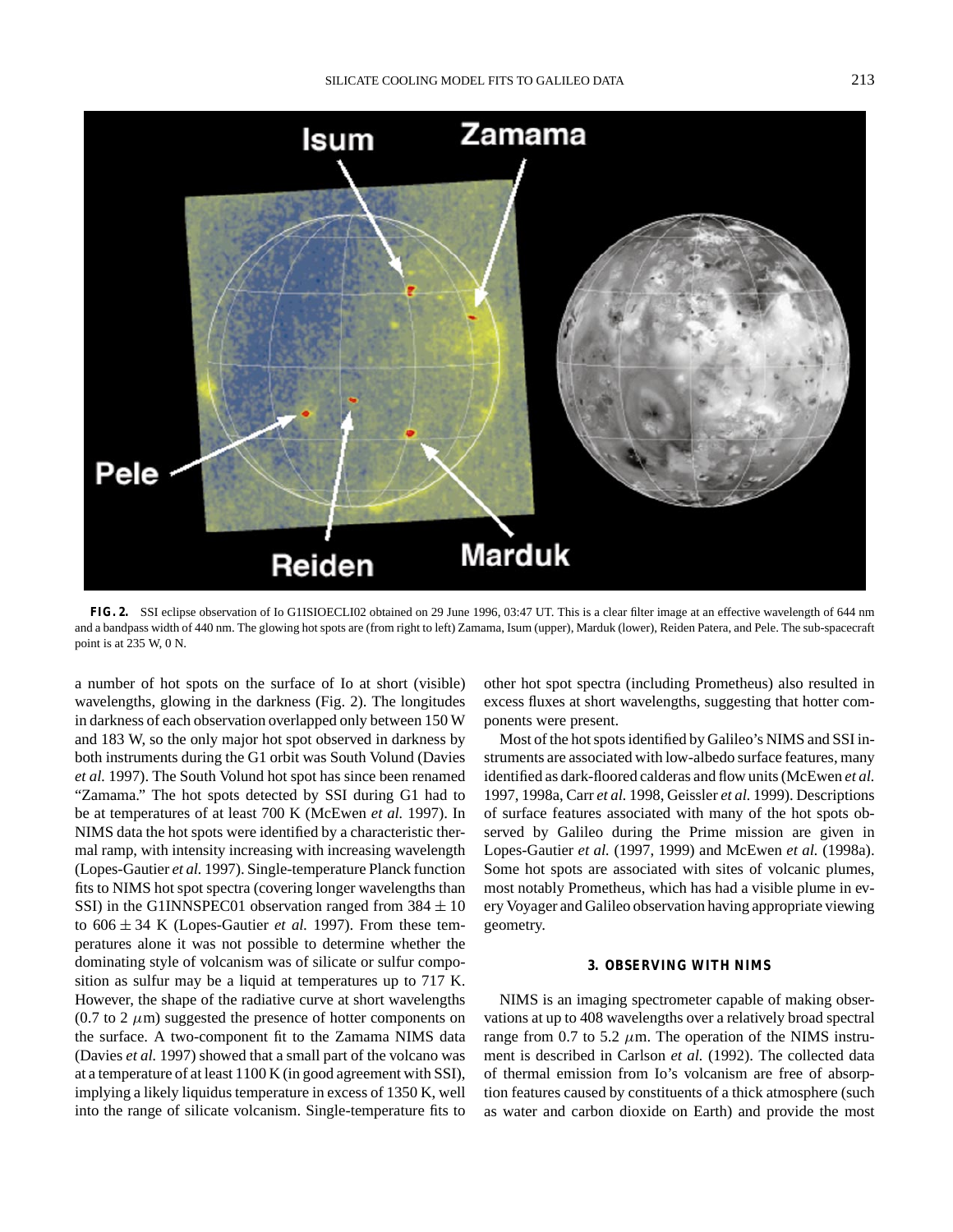Isum

Zamama

Pele

Reiden

Marduk

**FIG. 2.** SSI eclipse observation of Io G1ISIOECLI02 obtained on 29 June 1996, 03:47 UT. This is a clear filter image at an effective wavelength of 644 nm and a bandpass width of 440 nm. The glowing hot spots are (from right to left) Zamama, Isum (upper), Marduk (lower), Reiden Patera, and Pele. The sub-spacecraft point is at 235 W, 0 N.

a number of hot spots on the surface of Io at short (visible) wavelengths, glowing in the darkness (Fig. 2). The longitudes in darkness of each observation overlapped only between 150 W and 183 W, so the only major hot spot observed in darkness by both instruments during the G1 orbit was South Volund (Davies *et al.* 1997). The South Volund hot spot has since been renamed "Zamama." The hot spots detected by SSI during G1 had to be at temperatures of at least 700 K (McEwen *et al.* 1997). In NIMS data the hot spots were identified by a characteristic thermal ramp, with intensity increasing with increasing wavelength (Lopes-Gautier *et al.* 1997). Single-temperature Planck function fits to NIMS hot spot spectra (covering longer wavelengths than SSI) in the G1INNSPEC01 observation ranged from $384 \pm 10$ to $606 \pm 34$ K (Lopes-Gautier *et al.* 1997). From these temperatures alone it was not possible to determine whether the dominating style of volcanism was of silicate or sulfur composition as sulfur may be a liquid at temperatures up to 717 K. However, the shape of the radiative curve at short wavelengths (0.7 to 2 $\mu$m) suggested the presence of hotter components on the surface. A two-component fit to the Zamama NIMS data (Davies *et al.* 1997) showed that a small part of the volcano was at a temperature of at least 1100 K (in good agreement with SSI), implying a likely liquidus temperature in excess of 1350 K, well into the range of silicate volcanism. Single-temperature fits to other hot spot spectra (including Prometheus) also resulted in excess fluxes at short wavelengths, suggesting that hotter components were present.

Most of the hot spots identified by Galileo's NIMS and SSI instruments are associated with low-albedo surface features, many identified as dark-floored calderas and flow units (McEwen *et al.* 1997, 1998a, Carr *et al.* 1998, Geissler *et al.* 1999). Descriptions of surface features associated with many of the hot spots observed by Galileo during the Prime mission are given in Lopes-Gautier *et al.* (1997, 1999) and McEwen *et al.* (1998a). Some hot spots are associated with sites of volcanic plumes, most notably Prometheus, which has had a visible plume in every Voyager and Galileo observation having appropriate viewing geometry.

## 3. OBSERVING WITH NIMS

NIMS is an imaging spectrometer capable of making observations at up to 408 wavelengths over a relatively broad spectral range from 0.7 to 5.2 $\mu$m. The operation of the NIMS instrument is described in Carlson *et al.* (1992). The collected data of thermal emission from Io's volcanism are free of absorption features caused by constituents of a thick atmosphere (such as water and carbon dioxide on Earth) and provide the most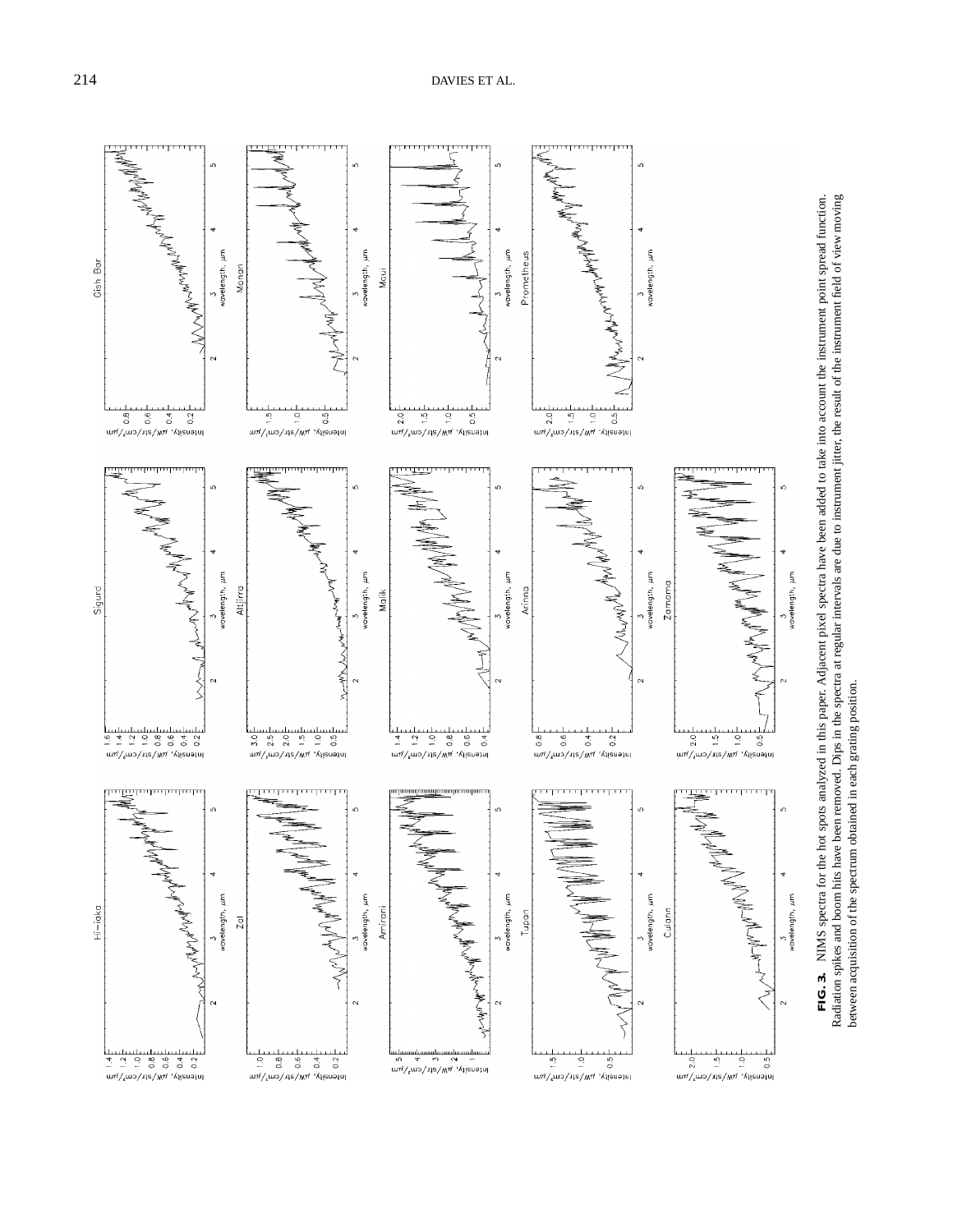Hi'iaka

Intensity, μW/str/cm²/μm

1.4
1.2
1.0
0.8
0.6
0.4
0.2

wavelength, μm

2 3 4 5

Sigurd

Intensity, μW/str/cm²/μm

1.6
1.4
1.2
1.0
0.8
0.6
0.4
0.2

wavelength, μm

2 3 4 5

Gish Bar

Intensity, μW/str/cm²/μm

0.8
0.6
0.4
0.2

wavelength, μm

2 3 4 5

Zal

Intensity, μW/str/cm²/μm

1.0
0.8
0.6
0.4
0.2

wavelength, μm

2 3 4 5

Altjirra

Intensity, μW/str/cm²/μm

3.0
2.5
2.0
1.5
1.0
0.5

wavelength, μm

2 3 4 5

Monan

Intensity, μW/str/cm²/μm

1.5
1.0
0.5

wavelength, μm

2 3 4 5

Amirani

Intensity, μW/str/cm²/μm

5
4
3
2
1

wavelength, μm

2 3 4 5

Malik

Intensity, μW/str/cm²/μm

1.4
1.2
1.0
0.8
0.6
0.4

wavelength, μm

2 3 4 5

Maui

Intensity, μW/str/cm²/μm

2.0
1.5
1.0
0.5

wavelength, μm

2 3 4 5

Tupan

Intensity, μW/str/cm²/μm

1.5
1.0
0.5

wavelength, μm

2 3 4 5

Arinna

Intensity, μW/str/cm²/μm

0.8
0.6
0.4
0.2

wavelength, μm

2 3 4 5

Prometheus

Intensity, μW/str/cm²/μm

2.0
1.5
1.0
0.5

wavelength, μm

2 3 4 5

Culann

Intensity, μW/str/cm²/μm

2.0
1.5
1.0
0.5

wavelength, μm

2 3 4 5

Zamama

Intensity, μW/str/cm²/μm

2.0
1.5
1.0
0.5

wavelength, μm

2 3 4 5

**FIG. 3.** NIMS spectra for the hot spots analyzed in this paper. Adjacent pixel spectra have been added to take into account the instrument point spread function. Radiation spikes and boom hits have been removed. Dips in the spectra at regular intervals are due to instrument jitter, the result of the instrument field of view moving between acquisition of the spectrum obtained in each grating position.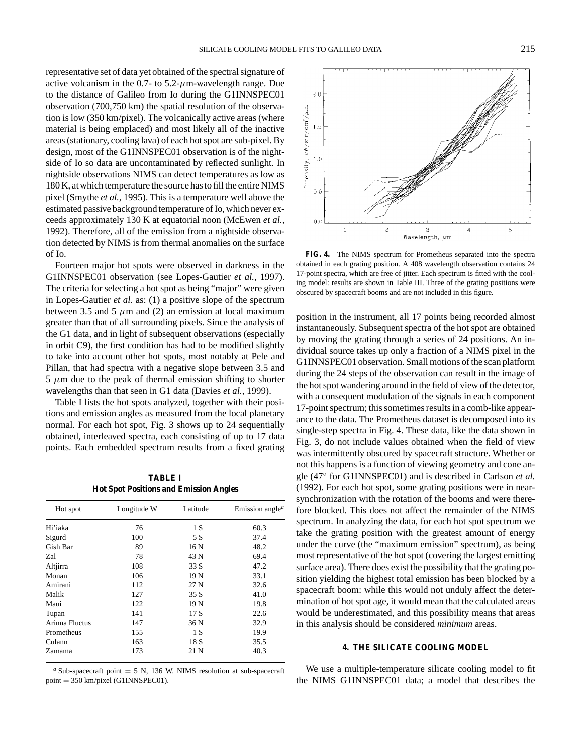representative set of data yet obtained of the spectral signature of active volcanism in the 0.7- to 5.2-$\mu$m-wavelength range. Due to the distance of Galileo from Io during the G1INNSPEC01 observation (700,750 km) the spatial resolution of the observation is low (350 km/pixel). The volcanically active areas (where material is being emplaced) and most likely all of the inactive areas (stationary, cooling lava) of each hot spot are sub-pixel. By design, most of the G1INNSPEC01 observation is of the nightside of Io so data are uncontaminated by reflected sunlight. In nightside observations NIMS can detect temperatures as low as 180 K, at which temperature the source has to fill the entire NIMS pixel (Smythe *et al.*, 1995). This is a temperature well above the estimated passive background temperature of Io, which never exceeds approximately 130 K at equatorial noon (McEwen *et al.*, 1992). Therefore, all of the emission from a nightside observation detected by NIMS is from thermal anomalies on the surface of Io.

Fourteen major hot spots were observed in darkness in the G1INNSPEC01 observation (see Lopes-Gautier *et al.*, 1997). The criteria for selecting a hot spot as being "major" were given in Lopes-Gautier *et al.* as: (1) a positive slope of the spectrum between 3.5 and 5 $\mu$m and (2) an emission at local maximum greater than that of all surrounding pixels. Since the analysis of the G1 data, and in light of subsequent observations (especially in orbit C9), the first condition has had to be modified slightly to take into account other hot spots, most notably at Pele and Pillan, that had spectra with a negative slope between 3.5 and 5 $\mu$m due to the peak of thermal emission shifting to shorter wavelengths than that seen in G1 data (Davies *et al.*, 1999).

Table I lists the hot spots analyzed, together with their positions and emission angles as measured from the local planetary normal. For each hot spot, Fig. 3 shows up to 24 sequentially obtained, interleaved spectra, each consisting of up to 17 data points. Each embedded spectrum results from a fixed grating position in the instrument, all 17 points being recorded almost instantaneously. Subsequent spectra of the hot spot are obtained by moving the grating through a series of 24 positions. An individual source takes up only a fraction of a NIMS pixel in the G1INNSPEC01 observation. Small motions of the scan platform during the 24 steps of the observation can result in the image of the hot spot wandering around in the field of view of the detector, with a consequent modulation of the signals in each component 17-point spectrum; this sometimes results in a comb-like appearance to the data. The Prometheus dataset is decomposed into its single-step spectra in Fig. 4. These data, like the data shown in Fig. 3, do not include values obtained when the field of view was intermittently obscured by spacecraft structure. Whether or not this happens is a function of viewing geometry and cone angle (47° for G1INNSPEC01) and is described in Carlson *et al.* (1992). For each hot spot, some grating positions were in near-synchronization with the rotation of the booms and were therefore blocked. This does not affect the remainder of the NIMS spectrum. In analyzing the data, for each hot spot spectrum we take the grating position with the greatest amount of energy under the curve (the "maximum emission" spectrum), as being most representative of the hot spot (covering the largest emitting surface area). There does exist the possibility that the grating position yielding the highest total emission has been blocked by a spacecraft boom: while this would not unduly affect the determination of hot spot age, it would mean that the calculated areas would be underestimated, and this possibility means that areas in this analysis should be considered *minimum* areas.

**TABLE I**
**Hot Spot Positions and Emission Angles**

| Hot spot | Longitude W | Latitude | Emission angle[a] |
|---|---|---|---|
| Hi'iaka | 76 | 1 S | 60.3 |
| Sigurd | 100 | 5 S | 37.4 |
| Gish Bar | 89 | 16 N | 48.2 |
| Zal | 78 | 43 N | 69.4 |
| Altjirra | 108 | 33 S | 47.2 |
| Monan | 106 | 19 N | 33.1 |
| Amirani | 112 | 27 N | 32.6 |
| Malik | 127 | 35 S | 41.0 |
| Maui | 122 | 19 N | 19.8 |
| Tupan | 141 | 17 S | 22.6 |
| Arinna Fluctus | 147 | 36 N | 32.9 |
| Prometheus | 155 | 1 S | 19.9 |
| Culann | 163 | 18 S | 35.5 |
| Zamama | 173 | 21 N | 40.3 |

[a] Sub-spacecraft point = 5 N, 136 W. NIMS resolution at sub-spacecraft point = 350 km/pixel (G1INNSPEC01).

Intensity, $\mu$W/str/cm$^2$/$\mu$m
Wavelength, $\mu$m

**FIG. 4.** The NIMS spectrum for Prometheus separated into the spectra obtained in each grating position. A 408 wavelength observation contains 24 17-point spectra, which are free of jitter. Each spectrum is fitted with the cooling model: results are shown in Table III. Three of the grating positions were obscured by spacecraft booms and are not included in this figure.

## 4. THE SILICATE COOLING MODEL

We use a multiple-temperature silicate cooling model to fit the NIMS G1INNSPEC01 data; a model that describes the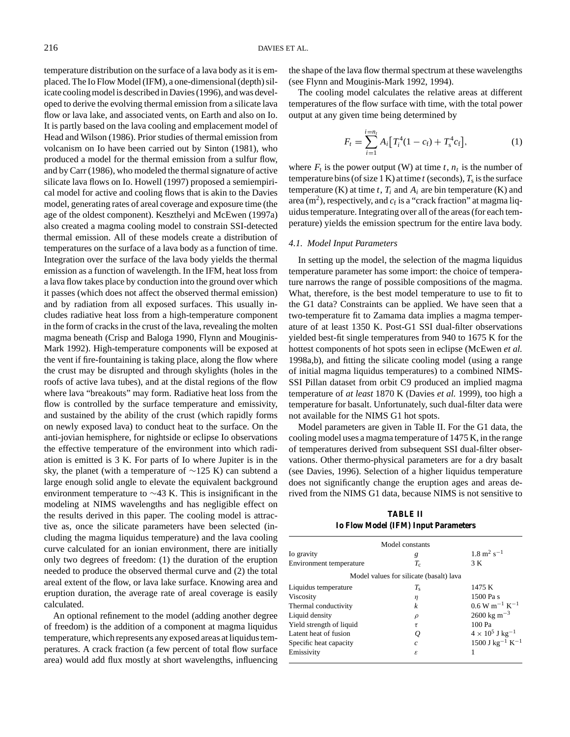temperature distribution on the surface of a lava body as it is emplaced. The Io Flow Model (IFM), a one-dimensional (depth) silicate cooling model is described in Davies (1996), and was developed to derive the evolving thermal emission from a silicate lava flow or lava lake, and associated vents, on Earth and also on Io. It is partly based on the lava cooling and emplacement model of Head and Wilson (1986). Prior studies of thermal emission from volcanism on Io have been carried out by Sinton (1981), who produced a model for the thermal emission from a sulfur flow, and by Carr (1986), who modeled the thermal signature of active silicate lava flows on Io. Howell (1997) proposed a semiempirical model for active and cooling flows that is akin to the Davies model, generating rates of areal coverage and exposure time (the age of the oldest component). Keszthelyi and McEwen (1997a) also created a magma cooling model to constrain SSI-detected thermal emission. All of these models create a distribution of temperatures on the surface of a lava body as a function of time. Integration over the surface of the lava body yields the thermal emission as a function of wavelength. In the IFM, heat loss from a lava flow takes place by conduction into the ground over which it passes (which does not affect the observed thermal emission) and by radiation from all exposed surfaces. This usually includes radiative heat loss from a high-temperature component in the form of cracks in the crust of the lava, revealing the molten magma beneath (Crisp and Baloga 1990, Flynn and Mouginis-Mark 1992). High-temperature components will be exposed at the vent if fire-fountaining is taking place, along the flow where the crust may be disrupted and through skylights (holes in the roofs of active lava tubes), and at the distal regions of the flow where lava "breakouts" may form. Radiative heat loss from the flow is controlled by the surface temperature and emissivity, and sustained by the ability of the crust (which rapidly forms on newly exposed lava) to conduct heat to the surface. On the anti-jovian hemisphere, for nightside or eclipse Io observations the effective temperature of the environment into which radiation is emitted is 3 K. For parts of Io where Jupiter is in the sky, the planet (with a temperature of ∼125 K) can subtend a large enough solid angle to elevate the equivalent background environment temperature to ∼43 K. This is insignificant in the modeling at NIMS wavelengths and has negligible effect on the results derived in this paper. The cooling model is attractive as, once the silicate parameters have been selected (including the magma liquidus temperature) and the lava cooling curve calculated for an ionian environment, there are initially only two degrees of freedom: (1) the duration of the eruption needed to produce the observed thermal curve and (2) the total areal extent of the flow, or lava lake surface. Knowing area and eruption duration, the average rate of areal coverage is easily calculated.

An optional refinement to the model (adding another degree of freedom) is the addition of a component at magma liquidus temperature, which represents any exposed areas at liquidus temperatures. A crack fraction (a few percent of total flow surface area) would add flux mostly at short wavelengths, influencing the shape of the lava flow thermal spectrum at these wavelengths (see Flynn and Mouginis-Mark 1992, 1994).

The cooling model calculates the relative areas at different temperatures of the flow surface with time, with the total power output at any given time being determined by

$$F_t = \sum_{i=1}^{i=n_t} A_i\left[T_i^4(1 - c_f) + T_s^4 c_f\right], \tag{1}$$

where $F_t$ is the power output (W) at time $t$, $n_t$ is the number of temperature bins (of size 1 K) at time $t$ (seconds), $T_s$ is the surface temperature (K) at time $t$, $T_i$ and $A_i$ are bin temperature (K) and area ($m^2$), respectively, and $c_f$ is a "crack fraction" at magma liquidus temperature. Integrating over all of the areas (for each temperature) yields the emission spectrum for the entire lava body.

### 4.1. Model Input Parameters

In setting up the model, the selection of the magma liquidus temperature parameter has some import: the choice of temperature narrows the range of possible compositions of the magma. What, therefore, is the best model temperature to use to fit to the G1 data? Constraints can be applied. We have seen that a two-temperature fit to Zamama data implies a magma temperature of at least 1350 K. Post-G1 SSI dual-filter observations yielded best-fit single temperatures from 940 to 1675 K for the hottest components of hot spots seen in eclipse (McEwen *et al.* 1998a,b), and fitting the silicate cooling model (using a range of initial magma liquidus temperatures) to a combined NIMS-SSI Pillan dataset from orbit C9 produced an implied magma temperature of *at least* 1870 K (Davies *et al.* 1999), too high a temperature for basalt. Unfortunately, such dual-filter data were not available for the NIMS G1 hot spots.

Model parameters are given in Table II. For the G1 data, the cooling model uses a magma temperature of 1475 K, in the range of temperatures derived from subsequent SSI dual-filter observations. Other thermo-physical parameters are for a dry basalt (see Davies, 1996). Selection of a higher liquidus temperature does not significantly change the eruption ages and areas derived from the NIMS G1 data, because NIMS is not sensitive to

**TABLE II**
**Io Flow Model (IFM) Input Parameters**

| | | |
|---|---|---|
| Model constants | | |
| Io gravity | $g$ | 1.8 $m^2$ $s^{-1}$ |
| Environment temperature | $T_c$ | 3 K |
| Model values for silicate (basalt) lava | | |
| Liquidus temperature | $T_s$ | 1475 K |
| Viscosity | $\eta$ | 1500 Pa s |
| Thermal conductivity | $k$ | 0.6 W $m^{-1}$ $K^{-1}$ |
| Liquid density | $\rho$ | 2600 kg $m^{-3}$ |
| Yield strength of liquid | $\tau$ | 100 Pa |
| Latent heat of fusion | $Q$ | $4 \times 10^5$ J $kg^{-1}$ |
| Specific heat capacity | $c$ | 1500 J $kg^{-1}$ $K^{-1}$ |
| Emissivity | $\varepsilon$ | 1 |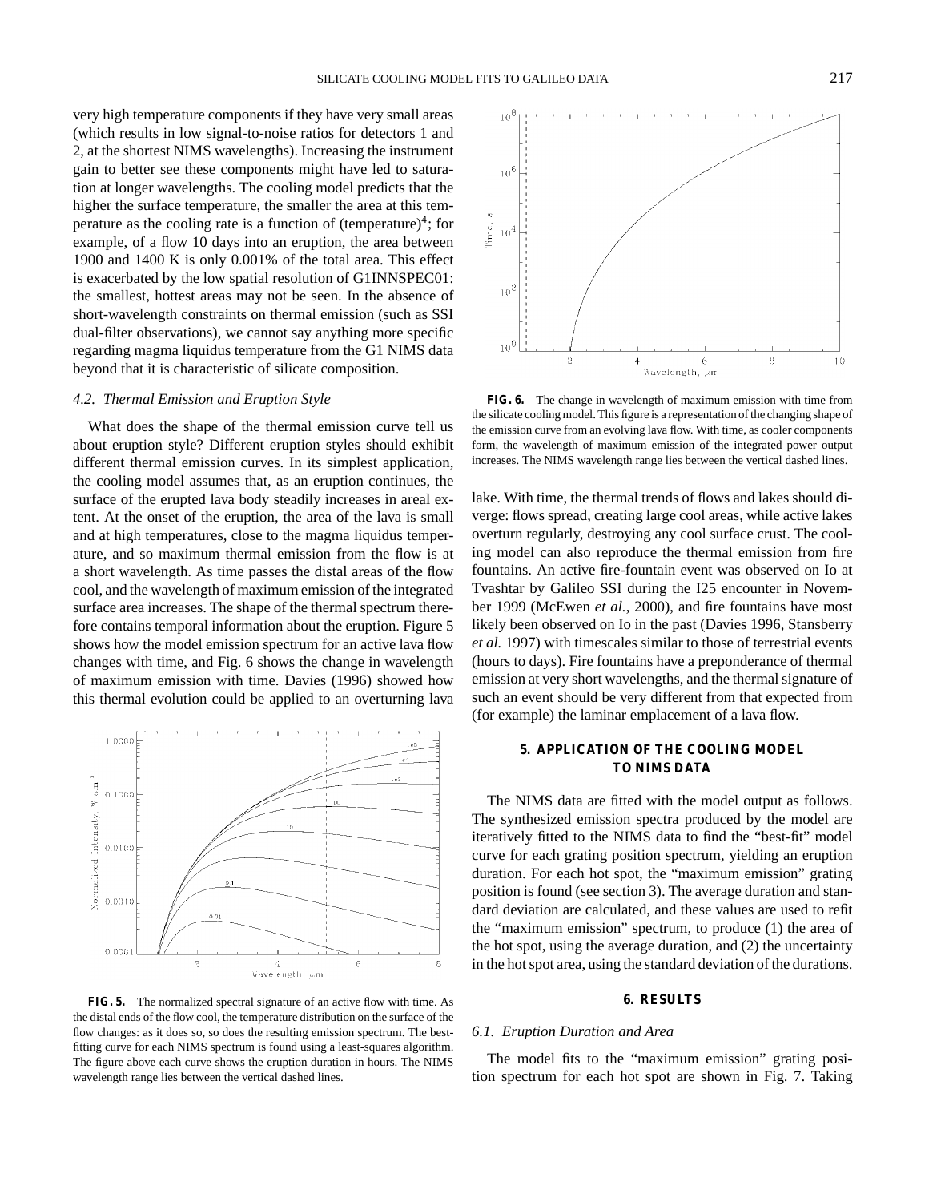very high temperature components if they have very small areas (which results in low signal-to-noise ratios for detectors 1 and 2, at the shortest NIMS wavelengths). Increasing the instrument gain to better see these components might have led to saturation at longer wavelengths. The cooling model predicts that the higher the surface temperature, the smaller the area at this temperature as the cooling rate is a function of (temperature)$^4$; for example, of a flow 10 days into an eruption, the area between 1900 and 1400 K is only 0.001% of the total area. This effect is exacerbated by the low spatial resolution of G1INNSPEC01: the smallest, hottest areas may not be seen. In the absence of short-wavelength constraints on thermal emission (such as SSI dual-filter observations), we cannot say anything more specific regarding magma liquidus temperature from the G1 NIMS data beyond that it is characteristic of silicate composition.

### 4.2. Thermal Emission and Eruption Style

What does the shape of the thermal emission curve tell us about eruption style? Different eruption styles should exhibit different thermal emission curves. In its simplest application, the cooling model assumes that, as an eruption continues, the surface of the erupted lava body steadily increases in areal extent. At the onset of the eruption, the area of the lava is small and at high temperatures, close to the magma liquidus temperature, and so maximum thermal emission from the flow is at a short wavelength. As time passes the distal areas of the flow cool, and the wavelength of maximum emission of the integrated surface area increases. The shape of the thermal spectrum therefore contains temporal information about the eruption. Figure 5 shows how the model emission spectrum for an active lava flow changes with time, and Fig. 6 shows the change in wavelength of maximum emission with time. Davies (1996) showed how this thermal evolution could be applied to an overturning lava lake. With time, the thermal trends of flows and lakes should diverge: flows spread, creating large cool areas, while active lakes overturn regularly, destroying any cool surface crust. The cooling model can also reproduce the thermal emission from fire fountains. An active fire-fountain event was observed on Io at Tvashtar by Galileo SSI during the I25 encounter in November 1999 (McEwen *et al.*, 2000), and fire fountains have most likely been observed on Io in the past (Davies 1996, Stansberry *et al.* 1997) with timescales similar to those of terrestrial events (hours to days). Fire fountains have a preponderance of thermal emission at very short wavelengths, and the thermal signature of such an event should be very different from that expected from (for example) the laminar emplacement of a lava flow.

Normalized Intensity, W μm⁻¹
1.0000
0.1000
0.0100
0.0010
0.0001
1e5
1e4
1e3
100
10
1
0.1
0.01
2
4
6
8
Wavelength, μm

**FIG. 5.** The normalized spectral signature of an active flow with time. As the distal ends of the flow cool, the temperature distribution on the surface of the flow changes: as it does so, so does the resulting emission spectrum. The best-fitting curve for each NIMS spectrum is found using a least-squares algorithm. The figure above each curve shows the eruption duration in hours. The NIMS wavelength range lies between the vertical dashed lines.

Time, s
$10^8$
$10^6$
$10^4$
$10^2$
$10^0$
2
4
6
8
10
Wavelength, μm

**FIG. 6.** The change in wavelength of maximum emission with time from the silicate cooling model. This figure is a representation of the changing shape of the emission curve from an evolving lava flow. With time, as cooler components form, the wavelength of maximum emission of the integrated power output increases. The NIMS wavelength range lies between the vertical dashed lines.

## 5. APPLICATION OF THE COOLING MODEL TO NIMS DATA

The NIMS data are fitted with the model output as follows. The synthesized emission spectra produced by the model are iteratively fitted to the NIMS data to find the "best-fit" model curve for each grating position spectrum, yielding an eruption duration. For each hot spot, the "maximum emission" grating position is found (see section 3). The average duration and standard deviation are calculated, and these values are used to refit the "maximum emission" spectrum, to produce (1) the area of the hot spot, using the average duration, and (2) the uncertainty in the hot spot area, using the standard deviation of the durations.

## 6. RESULTS

### 6.1. Eruption Duration and Area

The model fits to the "maximum emission" grating position spectrum for each hot spot are shown in Fig. 7. Taking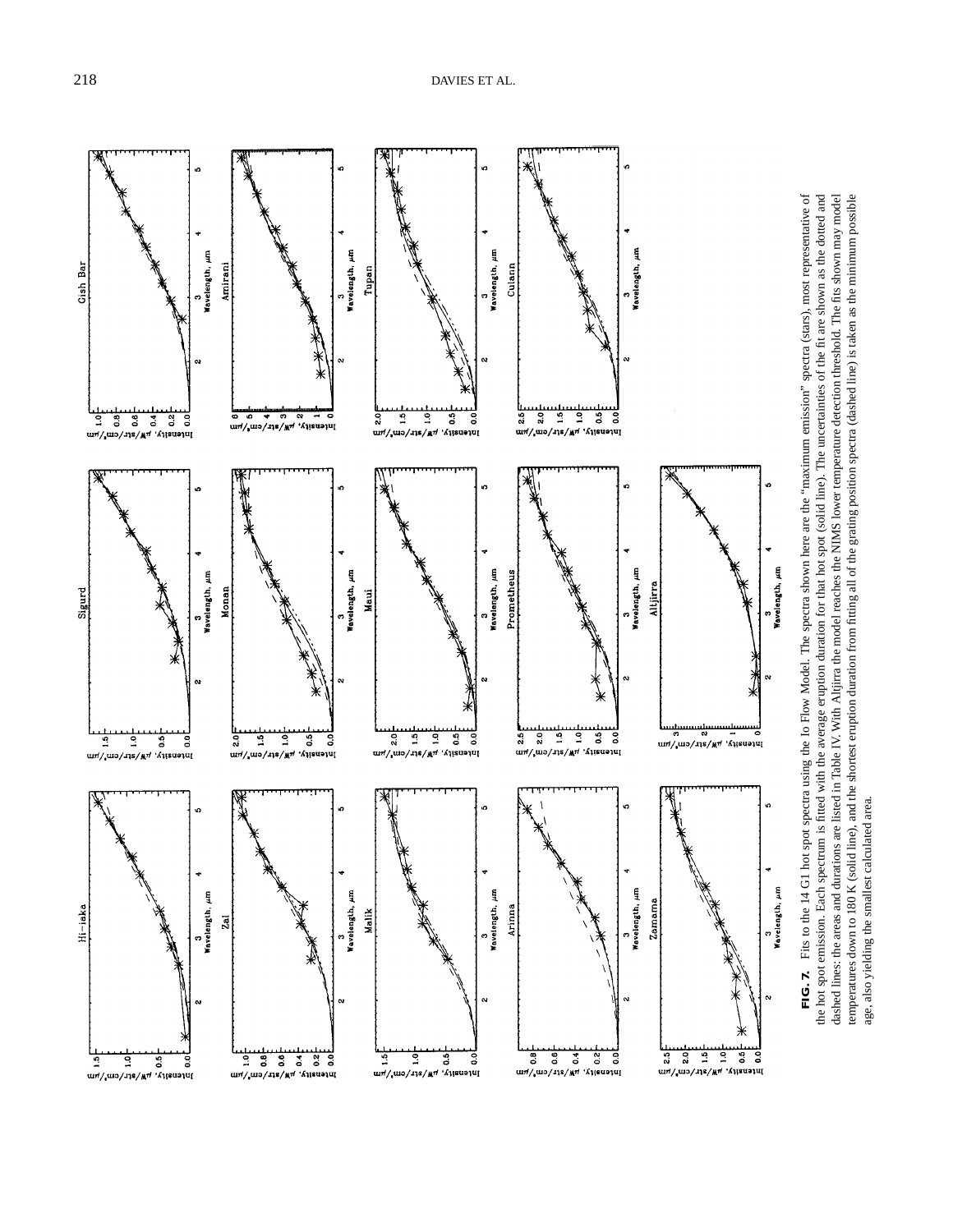Hi-iaka

Intensity, μW/str/cm²/μm

Wavelength, μm

Sigurd

Gish Bar

Zal

Monan

Amirani

Malik

Maui

Tupan

Arinna

Prometheus

Culann

Zamama

Altjirra

**FIG. 7.** Fits to the 14 G1 hot spot spectra using the Io Flow Model. The spectra shown here are the "maximum emission" spectra (stars), most representative of the hot spot emission. Each spectrum is fitted with the average eruption duration for that hot spot (solid line). The uncertainties of the fit are shown as the dotted and dashed lines; the areas and durations are listed in Table IV. With Altjirra the model reaches the NIMS lower temperature detection threshold. The fits shown may model temperatures down to 180 K (solid line), and the shortest eruption duration from fitting all of the grating position spectra (dashed line) is taken as the minimum possible age, also yielding the smallest calculated area.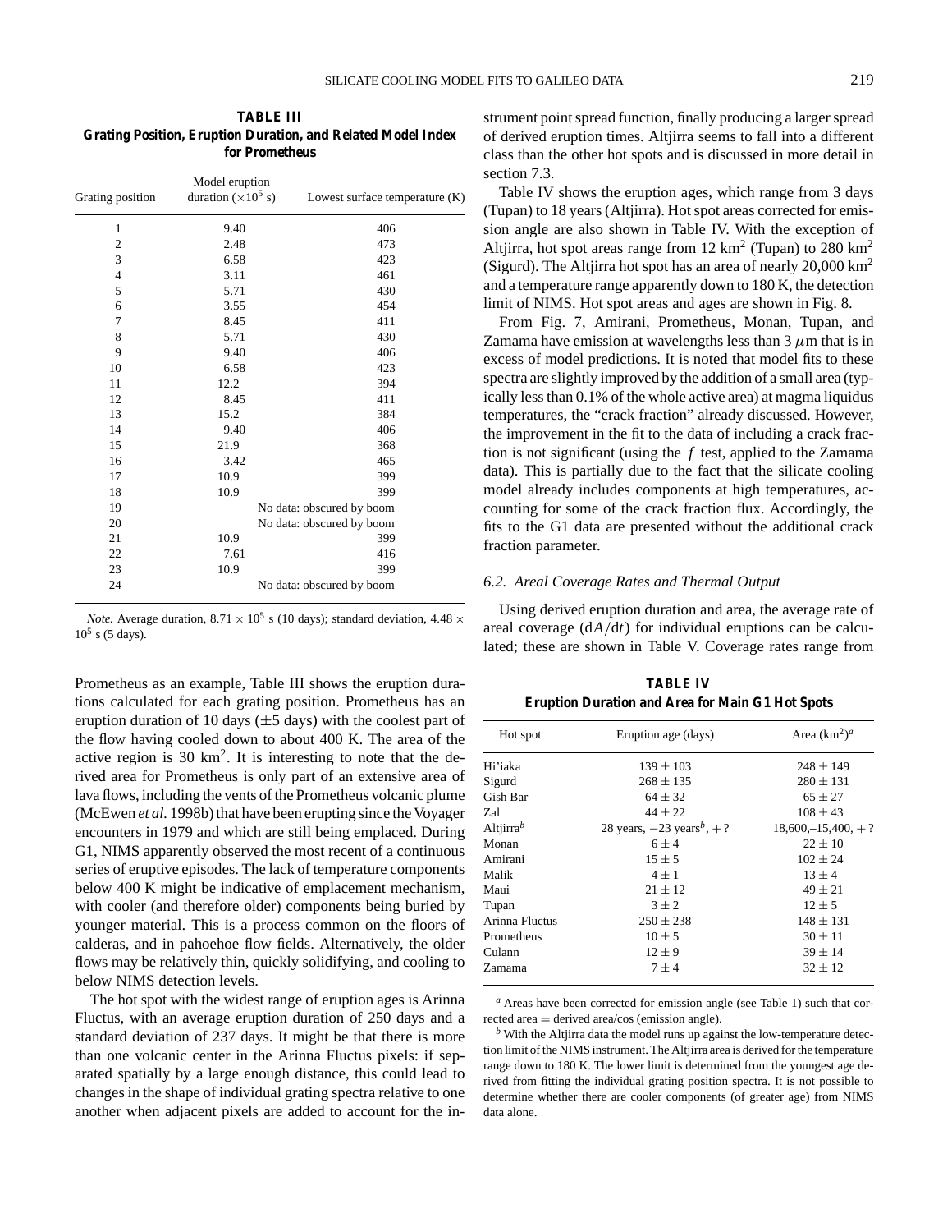**TABLE III**
**Grating Position, Eruption Duration, and Related Model Index for Prometheus**

| Grating position | Model eruption duration ($\times 10^5$ s) | Lowest surface temperature (K) |
|---|---|---|
| 1 | 9.40 | 406 |
| 2 | 2.48 | 473 |
| 3 | 6.58 | 423 |
| 4 | 3.11 | 461 |
| 5 | 5.71 | 430 |
| 6 | 3.55 | 454 |
| 7 | 8.45 | 411 |
| 8 | 5.71 | 430 |
| 9 | 9.40 | 406 |
| 10 | 6.58 | 423 |
| 11 | 12.2 | 394 |
| 12 | 8.45 | 411 |
| 13 | 15.2 | 384 |
| 14 | 9.40 | 406 |
| 15 | 21.9 | 368 |
| 16 | 3.42 | 465 |
| 17 | 10.9 | 399 |
| 18 | 10.9 | 399 |
| 19 | No data: obscured by boom | |
| 20 | No data: obscured by boom | |
| 21 | 10.9 | 399 |
| 22 | 7.61 | 416 |
| 23 | 10.9 | 399 |
| 24 | No data: obscured by boom | |

*Note.* Average duration, $8.71 \times 10^5$ s (10 days); standard deviation, $4.48 \times 10^5$ s (5 days).

Prometheus as an example, Table III shows the eruption durations calculated for each grating position. Prometheus has an eruption duration of 10 days ($\pm 5$ days) with the coolest part of the flow having cooled down to about 400 K. The area of the active region is 30 $km^2$. It is interesting to note that the derived area for Prometheus is only part of an extensive area of lava flows, including the vents of the Prometheus volcanic plume (McEwen *et al.* 1998b) that have been erupting since the Voyager encounters in 1979 and which are still being emplaced. During G1, NIMS apparently observed the most recent of a continuous series of eruptive episodes. The lack of temperature components below 400 K might be indicative of emplacement mechanism, with cooler (and therefore older) components being buried by younger material. This is a process common on the floors of calderas, and in pahoehoe flow fields. Alternatively, the older flows may be relatively thin, quickly solidifying, and cooling to below NIMS detection levels.

The hot spot with the widest range of eruption ages is Arinna Fluctus, with an average eruption duration of 250 days and a standard deviation of 237 days. It might be that there is more than one volcanic center in the Arinna Fluctus pixels: if separated spatially by a large enough distance, this could lead to changes in the shape of individual grating spectra relative to one another when adjacent pixels are added to account for the instrument point spread function, finally producing a larger spread of derived eruption times. Altjirra seems to fall into a different class than the other hot spots and is discussed in more detail in section 7.3.

Table IV shows the eruption ages, which range from 3 days (Tupan) to 18 years (Altjirra). Hot spot areas corrected for emission angle are also shown in Table IV. With the exception of Altjirra, hot spot areas range from 12 $km^2$ (Tupan) to 280 $km^2$ (Sigurd). The Altjirra hot spot has an area of nearly 20,000 $km^2$ and a temperature range apparently down to 180 K, the detection limit of NIMS. Hot spot areas and ages are shown in Fig. 8.

From Fig. 7, Amirani, Prometheus, Monan, Tupan, and Zamama have emission at wavelengths less than 3 $\mu$m that is in excess of model predictions. It is noted that model fits to these spectra are slightly improved by the addition of a small area (typically less than 0.1% of the whole active area) at magma liquidus temperatures, the "crack fraction" already discussed. However, the improvement in the fit to the data of including a crack fraction is not significant (using the $f$ test, applied to the Zamama data). This is partially due to the fact that the silicate cooling model already includes components at high temperatures, accounting for some of the crack fraction flux. Accordingly, the fits to the G1 data are presented without the additional crack fraction parameter.

### *6.2. Areal Coverage Rates and Thermal Output*

Using derived eruption duration and area, the average rate of areal coverage ($dA/dt$) for individual eruptions can be calculated; these are shown in Table V. Coverage rates range from

**TABLE IV**
**Eruption Duration and Area for Main G1 Hot Spots**

| Hot spot | Eruption age (days) | Area ($km^2$)[a] |
|---|---|---|
| Hi'iaka | $139 \pm 103$ | $248 \pm 149$ |
| Sigurd | $268 \pm 135$ | $280 \pm 131$ |
| Gish Bar | $64 \pm 32$ | $65 \pm 27$ |
| Zal | $44 \pm 22$ | $108 \pm 43$ |
| Altjirra[b] | 28 years, $-23$ years[b], $+$? | 18,600,–15,400, $+$? |
| Monan | $6 \pm 4$ | $22 \pm 10$ |
| Amirani | $15 \pm 5$ | $102 \pm 24$ |
| Malik | $4 \pm 1$ | $13 \pm 4$ |
| Maui | $21 \pm 12$ | $49 \pm 21$ |
| Tupan | $3 \pm 2$ | $12 \pm 5$ |
| Arinna Fluctus | $250 \pm 238$ | $148 \pm 131$ |
| Prometheus | $10 \pm 5$ | $30 \pm 11$ |
| Culann | $12 \pm 9$ | $39 \pm 14$ |
| Zamama | $7 \pm 4$ | $32 \pm 12$ |

[a] Areas have been corrected for emission angle (see Table 1) such that corrected area = derived area/cos (emission angle).

[b] With the Altjirra data the model runs up against the low-temperature detection limit of the NIMS instrument. The Altjirra area is derived for the temperature range down to 180 K. The lower limit is determined from the youngest age derived from fitting the individual grating position spectra. It is not possible to determine whether there are cooler components (of greater age) from NIMS data alone.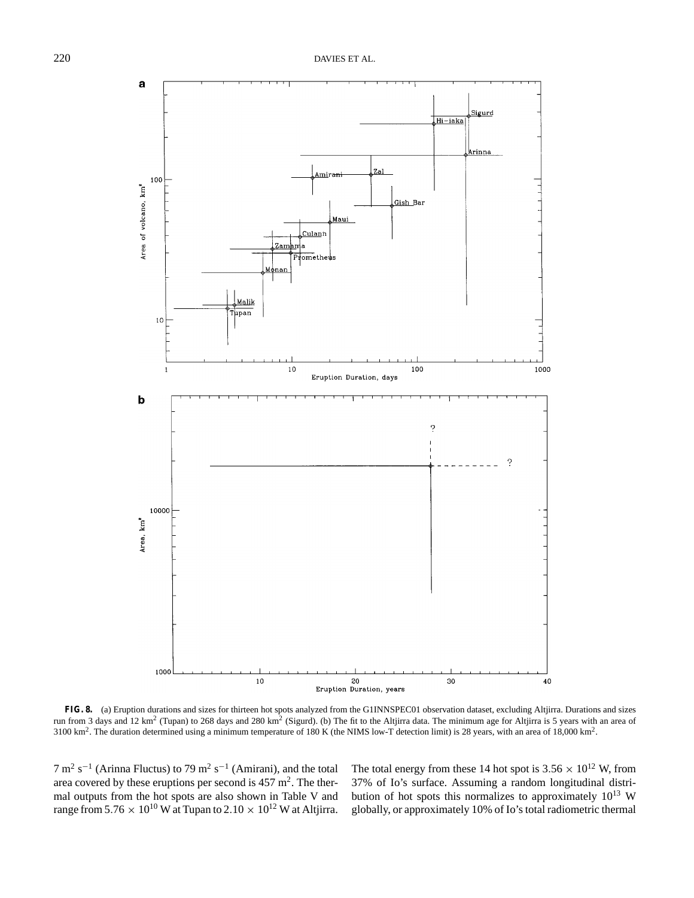a

Area of volcano, km²

Sigurd

Hi-iaka

Arinna

Zal

Amirani

Gish Bar

Maui

Culann

Zamama

Prometheus

Monan

Malik

Tupan

100

10

1

10

100

1000

Eruption Duration, days

b

?

?

10000

Area, km²

1000

10

20

30

40

Eruption Duration, years

**FIG. 8.** (a) Eruption durations and sizes for thirteen hot spots analyzed from the G1INNSPEC01 observation dataset, excluding Altjirra. Durations and sizes run from 3 days and 12 km$^2$ (Tupan) to 268 days and 280 km$^2$ (Sigurd). (b) The fit to the Altjirra data. The minimum age for Altjirra is 5 years with an area of 3100 km$^2$. The duration determined using a minimum temperature of 180 K (the NIMS low-T detection limit) is 28 years, with an area of 18,000 km$^2$.

7 m$^2$ s$^{-1}$ (Arinna Fluctus) to 79 m$^2$ s$^{-1}$ (Amirani), and the total area covered by these eruptions per second is 457 m$^2$. The thermal outputs from the hot spots are also shown in Table V and range from $5.76 \times 10^{10}$ W at Tupan to $2.10 \times 10^{12}$ W at Altjirra. The total energy from these 14 hot spot is $3.56 \times 10^{12}$ W, from 37% of Io's surface. Assuming a random longitudinal distribution of hot spots this normalizes to approximately $10^{13}$ W globally, or approximately 10% of Io's total radiometric thermal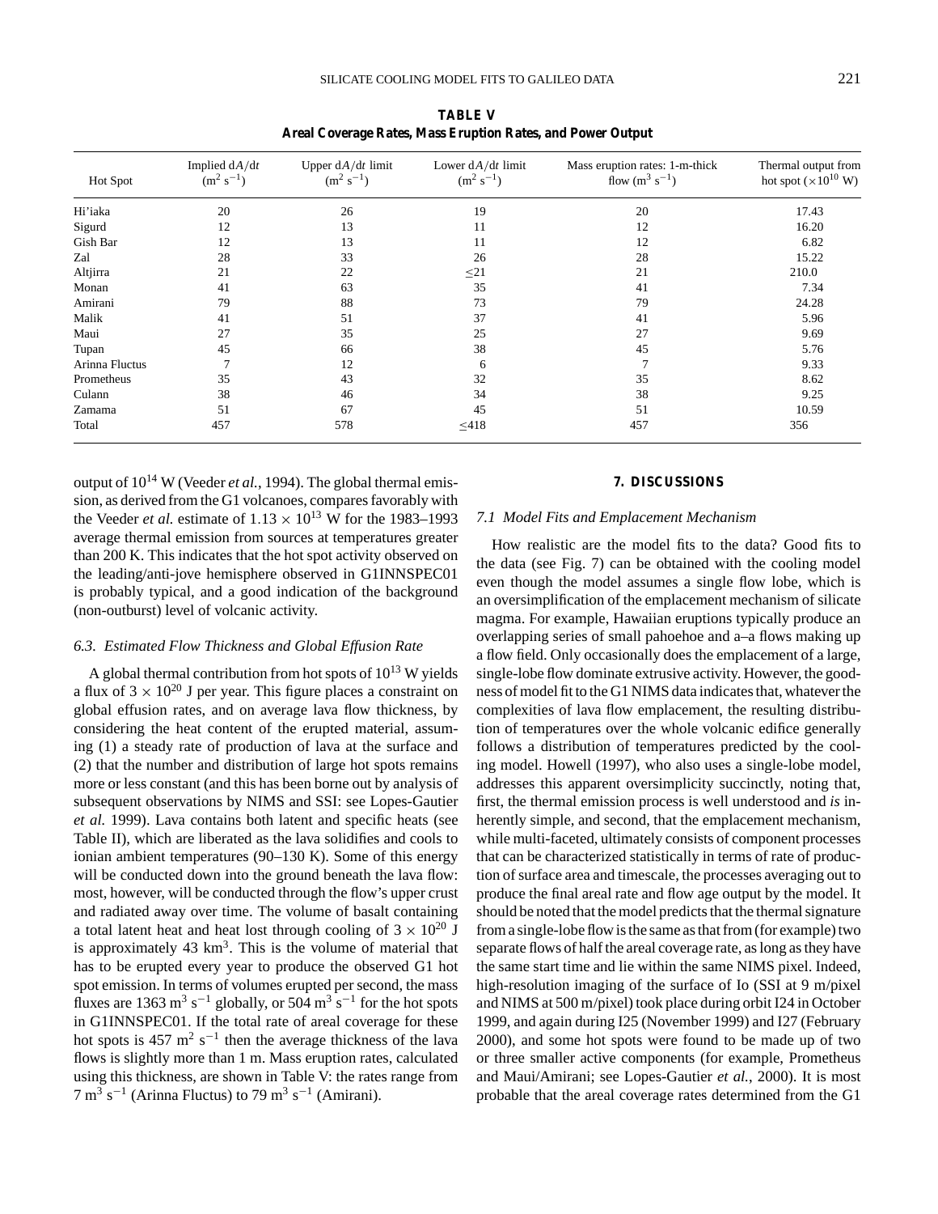**TABLE V**
**Areal Coverage Rates, Mass Eruption Rates, and Power Output**

| Hot Spot | Implied d$A$/d$t$ ($m^2$ $s^{-1}$) | Upper d$A$/d$t$ limit ($m^2$ $s^{-1}$) | Lower d$A$/d$t$ limit ($m^2$ $s^{-1}$) | Mass eruption rates: 1-m-thick flow ($m^3$ $s^{-1}$) | Thermal output from hot spot ($\times 10^{10}$ W) |
|---|---|---|---|---|---|
| Hi'iaka | 20 | 26 | 19 | 20 | 17.43 |
| Sigurd | 12 | 13 | 11 | 12 | 16.20 |
| Gish Bar | 12 | 13 | 11 | 12 | 6.82 |
| Zal | 28 | 33 | 26 | 28 | 15.22 |
| Altjirra | 21 | 22 | $\leq$21 | 21 | 210.0 |
| Monan | 41 | 63 | 35 | 41 | 7.34 |
| Amirani | 79 | 88 | 73 | 79 | 24.28 |
| Malik | 41 | 51 | 37 | 41 | 5.96 |
| Maui | 27 | 35 | 25 | 27 | 9.69 |
| Tupan | 45 | 66 | 38 | 45 | 5.76 |
| Arinna Fluctus | 7 | 12 | 6 | 7 | 9.33 |
| Prometheus | 35 | 43 | 32 | 35 | 8.62 |
| Culann | 38 | 46 | 34 | 38 | 9.25 |
| Zamama | 51 | 67 | 45 | 51 | 10.59 |
| Total | 457 | 578 | $\leq$418 | 457 | 356 |

output of $10^{14}$ W (Veeder *et al.*, 1994). The global thermal emission, as derived from the G1 volcanoes, compares favorably with the Veeder *et al.* estimate of $1.13 \times 10^{13}$ W for the 1983–1993 average thermal emission from sources at temperatures greater than 200 K. This indicates that the hot spot activity observed on the leading/anti-jove hemisphere observed in G1INNSPEC01 is probably typical, and a good indication of the background (non-outburst) level of volcanic activity.

### 6.3. *Estimated Flow Thickness and Global Effusion Rate*

A global thermal contribution from hot spots of $10^{13}$ W yields a flux of $3 \times 10^{20}$ J per year. This figure places a constraint on global effusion rates, and on average lava flow thickness, by considering the heat content of the erupted material, assuming (1) a steady rate of production of lava at the surface and (2) that the number and distribution of large hot spots remains more or less constant (and this has been borne out by analysis of subsequent observations by NIMS and SSI: see Lopes-Gautier *et al.* 1999). Lava contains both latent and specific heats (see Table II), which are liberated as the lava solidifies and cools to ionian ambient temperatures (90–130 K). Some of this energy will be conducted down into the ground beneath the lava flow: most, however, will be conducted through the flow's upper crust and radiated away over time. The volume of basalt containing a total latent heat and heat lost through cooling of $3 \times 10^{20}$ J is approximately 43 $km^3$. This is the volume of material that has to be erupted every year to produce the observed G1 hot spot emission. In terms of volumes erupted per second, the mass fluxes are 1363 $m^3$ $s^{-1}$ globally, or 504 $m^3$ $s^{-1}$ for the hot spots in G1INNSPEC01. If the total rate of areal coverage for these hot spots is 457 $m^2$ $s^{-1}$ then the average thickness of the lava flows is slightly more than 1 m. Mass eruption rates, calculated using this thickness, are shown in Table V: the rates range from 7 $m^3$ $s^{-1}$ (Arinna Fluctus) to 79 $m^3$ $s^{-1}$ (Amirani).

## 7. DISCUSSIONS

### 7.1 *Model Fits and Emplacement Mechanism*

How realistic are the model fits to the data? Good fits to the data (see Fig. 7) can be obtained with the cooling model even though the model assumes a single flow lobe, which is an oversimplification of the emplacement mechanism of silicate magma. For example, Hawaiian eruptions typically produce an overlapping series of small pahoehoe and a–a flows making up a flow field. Only occasionally does the emplacement of a large, single-lobe flow dominate extrusive activity. However, the goodness of model fit to the G1 NIMS data indicates that, whatever the complexities of lava flow emplacement, the resulting distribution of temperatures over the whole volcanic edifice generally follows a distribution of temperatures predicted by the cooling model. Howell (1997), who also uses a single-lobe model, addresses this apparent oversimplicity succinctly, noting that, first, the thermal emission process is well understood and *is* inherently simple, and second, that the emplacement mechanism, while multi-faceted, ultimately consists of component processes that can be characterized statistically in terms of rate of production of surface area and timescale, the processes averaging out to produce the final areal rate and flow age output by the model. It should be noted that the model predicts that the thermal signature from a single-lobe flow is the same as that from (for example) two separate flows of half the areal coverage rate, as long as they have the same start time and lie within the same NIMS pixel. Indeed, high-resolution imaging of the surface of Io (SSI at 9 m/pixel and NIMS at 500 m/pixel) took place during orbit I24 in October 1999, and again during I25 (November 1999) and I27 (February 2000), and some hot spots were found to be made up of two or three smaller active components (for example, Prometheus and Maui/Amirani; see Lopes-Gautier *et al.*, 2000). It is most probable that the areal coverage rates determined from the G1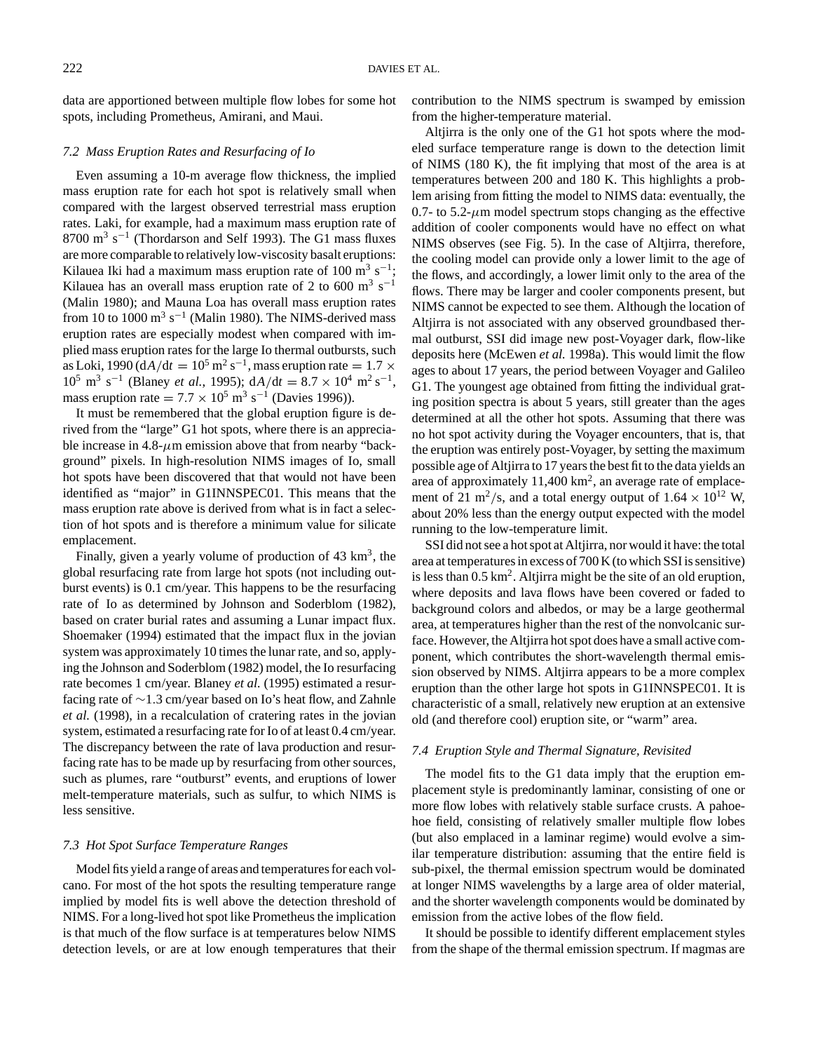data are apportioned between multiple flow lobes for some hot spots, including Prometheus, Amirani, and Maui.

### 7.2 Mass Eruption Rates and Resurfacing of Io

Even assuming a 10-m average flow thickness, the implied mass eruption rate for each hot spot is relatively small when compared with the largest observed terrestrial mass eruption rates. Laki, for example, had a maximum mass eruption rate of 8700 $m^3$ $s^{-1}$ (Thordarson and Self 1993). The G1 mass fluxes are more comparable to relatively low-viscosity basalt eruptions: Kilauea Iki had a maximum mass eruption rate of 100 $m^3$ $s^{-1}$; Kilauea has an overall mass eruption rate of 2 to 600 $m^3$ $s^{-1}$ (Malin 1980); and Mauna Loa has overall mass eruption rates from 10 to 1000 $m^3$ $s^{-1}$ (Malin 1980). The NIMS-derived mass eruption rates are especially modest when compared with implied mass eruption rates for the large Io thermal outbursts, such as Loki, 1990 ($dA/dt = 10^5$ $m^2$ $s^{-1}$, mass eruption rate $= 1.7 \times 10^5$ $m^3$ $s^{-1}$ (Blaney *et al.*, 1995); $dA/dt = 8.7 \times 10^4$ $m^2$ $s^{-1}$, mass eruption rate $= 7.7 \times 10^5$ $m^3$ $s^{-1}$ (Davies 1996)).

It must be remembered that the global eruption figure is derived from the "large" G1 hot spots, where there is an appreciable increase in 4.8-$\mu$m emission above that from nearby "background" pixels. In high-resolution NIMS images of Io, small hot spots have been discovered that would not have been identified as "major" in G1INNSPEC01. This means that the mass eruption rate above is derived from what is in fact a selection of hot spots and is therefore a minimum value for silicate emplacement.

Finally, given a yearly volume of production of 43 $km^3$, the global resurfacing rate from large hot spots (not including outburst events) is 0.1 cm/year. This happens to be the resurfacing rate of Io as determined by Johnson and Soderblom (1982), based on crater burial rates and assuming a Lunar impact flux. Shoemaker (1994) estimated that the impact flux in the jovian system was approximately 10 times the lunar rate, and so, applying the Johnson and Soderblom (1982) model, the Io resurfacing rate becomes 1 cm/year. Blaney *et al.* (1995) estimated a resurfacing rate of ~1.3 cm/year based on Io's heat flow, and Zahnle *et al.* (1998), in a recalculation of cratering rates in the jovian system, estimated a resurfacing rate for Io of at least 0.4 cm/year. The discrepancy between the rate of lava production and resurfacing rate has to be made up by resurfacing from other sources, such as plumes, rare "outburst" events, and eruptions of lower melt-temperature materials, such as sulfur, to which NIMS is less sensitive.

### 7.3 Hot Spot Surface Temperature Ranges

Model fits yield a range of areas and temperatures for each volcano. For most of the hot spots the resulting temperature range implied by model fits is well above the detection threshold of NIMS. For a long-lived hot spot like Prometheus the implication is that much of the flow surface is at temperatures below NIMS detection levels, or are at low enough temperatures that their contribution to the NIMS spectrum is swamped by emission from the higher-temperature material.

Altjirra is the only one of the G1 hot spots where the modeled surface temperature range is down to the detection limit of NIMS (180 K), the fit implying that most of the area is at temperatures between 200 and 180 K. This highlights a problem arising from fitting the model to NIMS data: eventually, the 0.7- to 5.2-$\mu$m model spectrum stops changing as the effective addition of cooler components would have no effect on what NIMS observes (see Fig. 5). In the case of Altjirra, therefore, the cooling model can provide only a lower limit to the age of the flows, and accordingly, a lower limit only to the area of the flows. There may be larger and cooler components present, but NIMS cannot be expected to see them. Although the location of Altjirra is not associated with any observed groundbased thermal outburst, SSI did image new post-Voyager dark, flow-like deposits here (McEwen *et al.* 1998a). This would limit the flow ages to about 17 years, the period between Voyager and Galileo G1. The youngest age obtained from fitting the individual grating position spectra is about 5 years, still greater than the ages determined at all the other hot spots. Assuming that there was no hot spot activity during the Voyager encounters, that is, that the eruption was entirely post-Voyager, by setting the maximum possible age of Altjirra to 17 years the best fit to the data yields an area of approximately 11,400 $km^2$, an average rate of emplacement of 21 $m^2$/s, and a total energy output of $1.64 \times 10^{12}$ W, about 20% less than the energy output expected with the model running to the low-temperature limit.

SSI did not see a hot spot at Altjirra, nor would it have: the total area at temperatures in excess of 700 K (to which SSI is sensitive) is less than 0.5 $km^2$. Altjirra might be the site of an old eruption, where deposits and lava flows have been covered or faded to background colors and albedos, or may be a large geothermal area, at temperatures higher than the rest of the nonvolcanic surface. However, the Altjirra hot spot does have a small active component, which contributes the short-wavelength thermal emission observed by NIMS. Altjirra appears to be a more complex eruption than the other large hot spots in G1INNSPEC01. It is characteristic of a small, relatively new eruption at an extensive old (and therefore cool) eruption site, or "warm" area.

### 7.4 Eruption Style and Thermal Signature, Revisited

The model fits to the G1 data imply that the eruption emplacement style is predominantly laminar, consisting of one or more flow lobes with relatively stable surface crusts. A pahoehoe field, consisting of relatively smaller multiple flow lobes (but also emplaced in a laminar regime) would evolve a similar temperature distribution: assuming that the entire field is sub-pixel, the thermal emission spectrum would be dominated at longer NIMS wavelengths by a large area of older material, and the shorter wavelength components would be dominated by emission from the active lobes of the flow field.

It should be possible to identify different emplacement styles from the shape of the thermal emission spectrum. If magmas are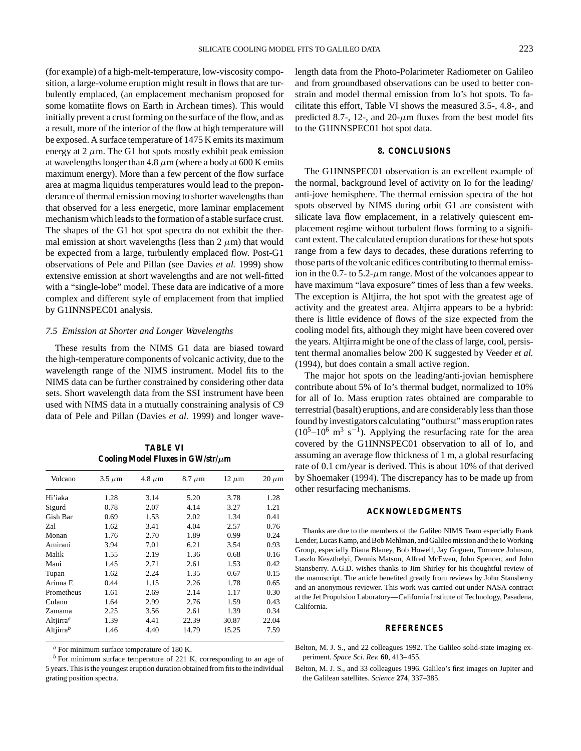(for example) of a high-melt-temperature, low-viscosity composition, a large-volume eruption might result in flows that are turbulently emplaced, (an emplacement mechanism proposed for some komatiite flows on Earth in Archean times). This would initially prevent a crust forming on the surface of the flow, and as a result, more of the interior of the flow at high temperature will be exposed. A surface temperature of 1475 K emits its maximum energy at 2 $\mu$m. The G1 hot spots mostly exhibit peak emission at wavelengths longer than 4.8 $\mu$m (where a body at 600 K emits maximum energy). More than a few percent of the flow surface area at magma liquidus temperatures would lead to the preponderance of thermal emission moving to shorter wavelengths than that observed for a less energetic, more laminar emplacement mechanism which leads to the formation of a stable surface crust. The shapes of the G1 hot spot spectra do not exhibit the thermal emission at short wavelengths (less than 2 $\mu$m) that would be expected from a large, turbulently emplaced flow. Post-G1 observations of Pele and Pillan (see Davies *et al.* 1999) show extensive emission at short wavelengths and are not well-fitted with a "single-lobe" model. These data are indicative of a more complex and different style of emplacement from that implied by G1INNSPEC01 analysis.

### *7.5 Emission at Shorter and Longer Wavelengths*

These results from the NIMS G1 data are biased toward the high-temperature components of volcanic activity, due to the wavelength range of the NIMS instrument. Model fits to the NIMS data can be further constrained by considering other data sets. Short wavelength data from the SSI instrument have been used with NIMS data in a mutually constraining analysis of C9 data of Pele and Pillan (Davies *et al.* 1999) and longer wavelength data from the Photo-Polarimeter Radiometer on Galileo and from groundbased observations can be used to better constrain and model thermal emission from Io's hot spots. To facilitate this effort, Table VI shows the measured 3.5-, 4.8-, and predicted 8.7-, 12-, and 20-$\mu$m fluxes from the best model fits to the G1INNSPEC01 hot spot data.

**TABLE VI**
**Cooling Model Fluxes in GW/str/$\mu$m**

| Volcano | 3.5 $\mu$m | 4.8 $\mu$m | 8.7 $\mu$m | 12 $\mu$m | 20 $\mu$m |
|---|---|---|---|---|---|
| Hi'iaka | 1.28 | 3.14 | 5.20 | 3.78 | 1.28 |
| Sigurd | 0.78 | 2.07 | 4.14 | 3.27 | 1.21 |
| Gish Bar | 0.69 | 1.53 | 2.02 | 1.34 | 0.41 |
| Zal | 1.62 | 3.41 | 4.04 | 2.57 | 0.76 |
| Monan | 1.76 | 2.70 | 1.89 | 0.99 | 0.24 |
| Amirani | 3.94 | 7.01 | 6.21 | 3.54 | 0.93 |
| Malik | 1.55 | 2.19 | 1.36 | 0.68 | 0.16 |
| Maui | 1.45 | 2.71 | 2.61 | 1.53 | 0.42 |
| Tupan | 1.62 | 2.24 | 1.35 | 0.67 | 0.15 |
| Arinna F. | 0.44 | 1.15 | 2.26 | 1.78 | 0.65 |
| Prometheus | 1.61 | 2.69 | 2.14 | 1.17 | 0.30 |
| Culann | 1.64 | 2.99 | 2.76 | 1.59 | 0.43 |
| Zamama | 2.25 | 3.56 | 2.61 | 1.39 | 0.34 |
| Altjirra[a] | 1.39 | 4.41 | 22.39 | 30.87 | 22.04 |
| Altjirra[b] | 1.46 | 4.40 | 14.79 | 15.25 | 7.59 |

[a] For minimum surface temperature of 180 K.

[b] For minimum surface temperature of 221 K, corresponding to an age of 5 years. This is the youngest eruption duration obtained from fits to the individual grating position spectra.

## 8. CONCLUSIONS

The G1INNSPEC01 observation is an excellent example of the normal, background level of activity on Io for the leading/anti-jove hemisphere. The thermal emission spectra of the hot spots observed by NIMS during orbit G1 are consistent with silicate lava flow emplacement, in a relatively quiescent emplacement regime without turbulent flows forming to a significant extent. The calculated eruption durations for these hot spots range from a few days to decades, these durations referring to those parts of the volcanic edifices contributing to thermal emission in the 0.7- to 5.2-$\mu$m range. Most of the volcanoes appear to have maximum "lava exposure" times of less than a few weeks. The exception is Altjirra, the hot spot with the greatest age of activity and the greatest area. Altjirra appears to be a hybrid: there is little evidence of flows of the size expected from the cooling model fits, although they might have been covered over the years. Altjirra might be one of the class of large, cool, persistent thermal anomalies below 200 K suggested by Veeder *et al.* (1994), but does contain a small active region.

The major hot spots on the leading/anti-jovian hemisphere contribute about 5% of Io's thermal budget, normalized to 10% for all of Io. Mass eruption rates obtained are comparable to terrestrial (basalt) eruptions, and are considerably less than those found by investigators calculating "outburst" mass eruption rates ($10^5$–$10^6$ m$^3$ s$^{-1}$). Applying the resurfacing rate for the area covered by the G1INNSPEC01 observation to all of Io, and assuming an average flow thickness of 1 m, a global resurfacing rate of 0.1 cm/year is derived. This is about 10% of that derived by Shoemaker (1994). The discrepancy has to be made up from other resurfacing mechanisms.

## ACKNOWLEDGMENTS

Thanks are due to the members of the Galileo NIMS Team especially Frank Lender, Lucas Kamp, and Bob Mehlman, and Galileo mission and the Io Working Group, especially Diana Blaney, Bob Howell, Jay Goguen, Torrence Johnson, Laszlo Keszthelyi, Dennis Matson, Alfred McEwen, John Spencer, and John Stansberry. A.G.D. wishes thanks to Jim Shirley for his thoughtful review of the manuscript. The article benefited greatly from reviews by John Stansberry and an anonymous reviewer. This work was carried out under NASA contract at the Jet Propulsion Laboratory—California Institute of Technology, Pasadena, California.

## REFERENCES

Belton, M. J. S., and 22 colleagues 1992. The Galileo solid-state imaging experiment. *Space Sci. Rev.* **60**, 413–455.

Belton, M. J. S., and 33 colleagues 1996. Galileo's first images on Jupiter and the Galilean satellites. *Science* **274**, 337–385.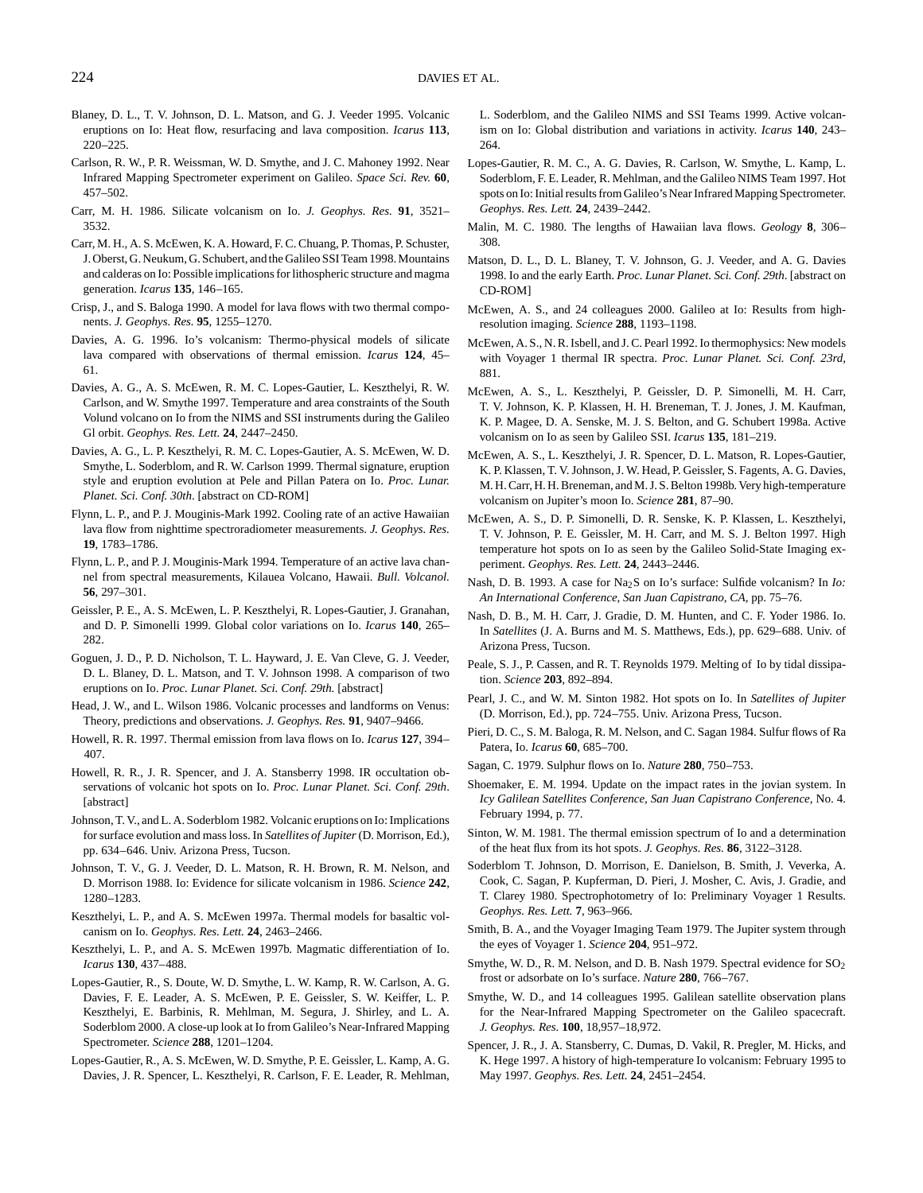Blaney, D. L., T. V. Johnson, D. L. Matson, and G. J. Veeder 1995. Volcanic eruptions on Io: Heat flow, resurfacing and lava composition. *Icarus* **113**, 220–225.

Carlson, R. W., P. R. Weissman, W. D. Smythe, and J. C. Mahoney 1992. Near Infrared Mapping Spectrometer experiment on Galileo. *Space Sci. Rev.* **60**, 457–502.

Carr, M. H. 1986. Silicate volcanism on Io. *J. Geophys. Res.* **91**, 3521–3532.

Carr, M. H., A. S. McEwen, K. A. Howard, F. C. Chuang, P. Thomas, P. Schuster, J. Oberst, G. Neukum, G. Schubert, and the Galileo SSI Team 1998. Mountains and calderas on Io: Possible implications for lithospheric structure and magma generation. *Icarus* **135**, 146–165.

Crisp, J., and S. Baloga 1990. A model for lava flows with two thermal components. *J. Geophys. Res.* **95**, 1255–1270.

Davies, A. G. 1996. Io's volcanism: Thermo-physical models of silicate lava compared with observations of thermal emission. *Icarus* **124**, 45–61.

Davies, A. G., A. S. McEwen, R. M. C. Lopes-Gautier, L. Keszthelyi, R. W. Carlson, and W. Smythe 1997. Temperature and area constraints of the South Volund volcano on Io from the NIMS and SSI instruments during the Galileo Gl orbit. *Geophys. Res. Lett.* **24**, 2447–2450.

Davies, A. G., L. P. Keszthelyi, R. M. C. Lopes-Gautier, A. S. McEwen, W. D. Smythe, L. Soderblom, and R. W. Carlson 1999. Thermal signature, eruption style and eruption evolution at Pele and Pillan Patera on Io. *Proc. Lunar. Planet. Sci. Conf. 30th*. [abstract on CD-ROM]

Flynn, L. P., and P. J. Mouginis-Mark 1992. Cooling rate of an active Hawaiian lava flow from nighttime spectroradiometer measurements. *J. Geophys. Res.* **19**, 1783–1786.

Flynn, L. P., and P. J. Mouginis-Mark 1994. Temperature of an active lava channel from spectral measurements, Kilauea Volcano, Hawaii. *Bull. Volcanol.* **56**, 297–301.

Geissler, P. E., A. S. McEwen, L. P. Keszthelyi, R. Lopes-Gautier, J. Granahan, and D. P. Simonelli 1999. Global color variations on Io. *Icarus* **140**, 265–282.

Goguen, J. D., P. D. Nicholson, T. L. Hayward, J. E. Van Cleve, G. J. Veeder, D. L. Blaney, D. L. Matson, and T. V. Johnson 1998. A comparison of two eruptions on Io. *Proc. Lunar Planet. Sci. Conf. 29th.* [abstract]

Head, J. W., and L. Wilson 1986. Volcanic processes and landforms on Venus: Theory, predictions and observations. *J. Geophys. Res.* **91**, 9407–9466.

Howell, R. R. 1997. Thermal emission from lava flows on Io. *Icarus* **127**, 394–407.

Howell, R. R., J. R. Spencer, and J. A. Stansberry 1998. IR occultation observations of volcanic hot spots on Io. *Proc. Lunar Planet. Sci. Conf. 29th*. [abstract]

Johnson, T. V., and L. A. Soderblom 1982. Volcanic eruptions on Io: Implications for surface evolution and mass loss. In *Satellites of Jupiter* (D. Morrison, Ed.), pp. 634–646. Univ. Arizona Press, Tucson.

Johnson, T. V., G. J. Veeder, D. L. Matson, R. H. Brown, R. M. Nelson, and D. Morrison 1988. Io: Evidence for silicate volcanism in 1986. *Science* **242**, 1280–1283.

Keszthelyi, L. P., and A. S. McEwen 1997a. Thermal models for basaltic volcanism on Io. *Geophys. Res. Lett.* **24**, 2463–2466.

Keszthelyi, L. P., and A. S. McEwen 1997b. Magmatic differentiation of Io. *Icarus* **130**, 437–488.

Lopes-Gautier, R., S. Doute, W. D. Smythe, L. W. Kamp, R. W. Carlson, A. G. Davies, F. E. Leader, A. S. McEwen, P. E. Geissler, S. W. Keiffer, L. P. Keszthelyi, E. Barbinis, R. Mehlman, M. Segura, J. Shirley, and L. A. Soderblom 2000. A close-up look at Io from Galileo's Near-Infrared Mapping Spectrometer. *Science* **288**, 1201–1204.

Lopes-Gautier, R., A. S. McEwen, W. D. Smythe, P. E. Geissler, L. Kamp, A. G. Davies, J. R. Spencer, L. Keszthelyi, R. Carlson, F. E. Leader, R. Mehlman, L. Soderblom, and the Galileo NIMS and SSI Teams 1999. Active volcanism on Io: Global distribution and variations in activity. *Icarus* **140**, 243–264.

Lopes-Gautier, R. M. C., A. G. Davies, R. Carlson, W. Smythe, L. Kamp, L. Soderblom, F. E. Leader, R. Mehlman, and the Galileo NIMS Team 1997. Hot spots on Io: Initial results from Galileo's Near Infrared Mapping Spectrometer. *Geophys. Res. Lett.* **24**, 2439–2442.

Malin, M. C. 1980. The lengths of Hawaiian lava flows. *Geology* **8**, 306–308.

Matson, D. L., D. L. Blaney, T. V. Johnson, G. J. Veeder, and A. G. Davies 1998. Io and the early Earth. *Proc. Lunar Planet. Sci. Conf. 29th*. [abstract on CD-ROM]

McEwen, A. S., and 24 colleagues 2000. Galileo at Io: Results from high-resolution imaging. *Science* **288**, 1193–1198.

McEwen, A. S., N. R. Isbell, and J. C. Pearl 1992. Io thermophysics: New models with Voyager 1 thermal IR spectra. *Proc. Lunar Planet. Sci. Conf. 23rd*, 881.

McEwen, A. S., L. Keszthelyi, P. Geissler, D. P. Simonelli, M. H. Carr, T. V. Johnson, K. P. Klassen, H. H. Breneman, T. J. Jones, J. M. Kaufman, K. P. Magee, D. A. Senske, M. J. S. Belton, and G. Schubert 1998a. Active volcanism on Io as seen by Galileo SSI. *Icarus* **135**, 181–219.

McEwen, A. S., L. Keszthelyi, J. R. Spencer, D. L. Matson, R. Lopes-Gautier, K. P. Klassen, T. V. Johnson, J. W. Head, P. Geissler, S. Fagents, A. G. Davies, M. H. Carr, H. H. Breneman, and M. J. S. Belton 1998b. Very high-temperature volcanism on Jupiter's moon Io. *Science* **281**, 87–90.

McEwen, A. S., D. P. Simonelli, D. R. Senske, K. P. Klassen, L. Keszthelyi, T. V. Johnson, P. E. Geissler, M. H. Carr, and M. S. J. Belton 1997. High temperature hot spots on Io as seen by the Galileo Solid-State Imaging experiment. *Geophys. Res. Lett.* **24**, 2443–2446.

Nash, D. B. 1993. A case for $Na_2S$ on Io's surface: Sulfide volcanism? In *Io: An International Conference, San Juan Capistrano, CA*, pp. 75–76.

Nash, D. B., M. H. Carr, J. Gradie, D. M. Hunten, and C. F. Yoder 1986. Io. In *Satellites* (J. A. Burns and M. S. Matthews, Eds.), pp. 629–688. Univ. of Arizona Press, Tucson.

Peale, S. J., P. Cassen, and R. T. Reynolds 1979. Melting of Io by tidal dissipation. *Science* **203**, 892–894.

Pearl, J. C., and W. M. Sinton 1982. Hot spots on Io. In *Satellites of Jupiter* (D. Morrison, Ed.), pp. 724–755. Univ. Arizona Press, Tucson.

Pieri, D. C., S. M. Baloga, R. M. Nelson, and C. Sagan 1984. Sulfur flows of Ra Patera, Io. *Icarus* **60**, 685–700.

Sagan, C. 1979. Sulphur flows on Io. *Nature* **280**, 750–753.

Shoemaker, E. M. 1994. Update on the impact rates in the jovian system. In *Icy Galilean Satellites Conference, San Juan Capistrano Conference*, No. 4. February 1994, p. 77.

Sinton, W. M. 1981. The thermal emission spectrum of Io and a determination of the heat flux from its hot spots. *J. Geophys. Res.* **86**, 3122–3128.

Soderblom T. Johnson, D. Morrison, E. Danielson, B. Smith, J. Veverka, A. Cook, C. Sagan, P. Kupferman, D. Pieri, J. Mosher, C. Avis, J. Gradie, and T. Clarey 1980. Spectrophotometry of Io: Preliminary Voyager 1 Results. *Geophys. Res. Lett.* **7**, 963–966.

Smith, B. A., and the Voyager Imaging Team 1979. The Jupiter system through the eyes of Voyager 1. *Science* **204**, 951–972.

Smythe, W. D., R. M. Nelson, and D. B. Nash 1979. Spectral evidence for $SO_2$ frost or adsorbate on Io's surface. *Nature* **280**, 766–767.

Smythe, W. D., and 14 colleagues 1995. Galilean satellite observation plans for the Near-Infrared Mapping Spectrometer on the Galileo spacecraft. *J. Geophys. Res.* **100**, 18,957–18,972.

Spencer, J. R., J. A. Stansberry, C. Dumas, D. Vakil, R. Pregler, M. Hicks, and K. Hege 1997. A history of high-temperature Io volcanism: February 1995 to May 1997. *Geophys. Res. Lett.* **24**, 2451–2454.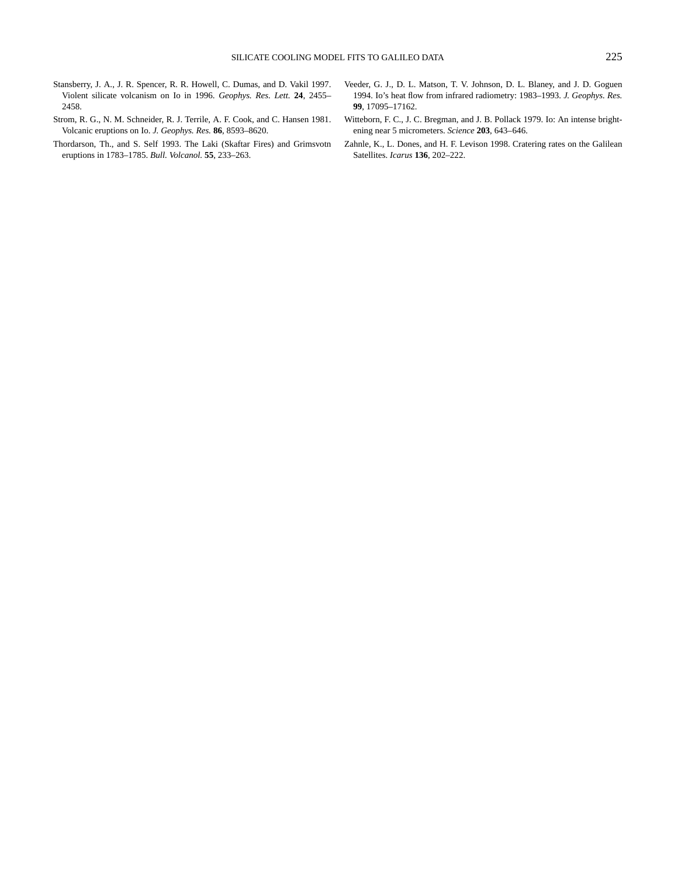Stansberry, J. A., J. R. Spencer, R. R. Howell, C. Dumas, and D. Vakil 1997. Violent silicate volcanism on Io in 1996. *Geophys. Res. Lett.* **24**, 2455–2458.

Strom, R. G., N. M. Schneider, R. J. Terrile, A. F. Cook, and C. Hansen 1981. Volcanic eruptions on Io. *J. Geophys. Res.* **86**, 8593–8620.

Thordarson, Th., and S. Self 1993. The Laki (Skaftar Fires) and Grimsvotn eruptions in 1783–1785. *Bull. Volcanol.* **55**, 233–263.

Veeder, G. J., D. L. Matson, T. V. Johnson, D. L. Blaney, and J. D. Goguen 1994. Io's heat flow from infrared radiometry: 1983–1993. *J. Geophys. Res.* **99**, 17095–17162.

Witteborn, F. C., J. C. Bregman, and J. B. Pollack 1979. Io: An intense brightening near 5 micrometers. *Science* **203**, 643–646.

Zahnle, K., L. Dones, and H. F. Levison 1998. Cratering rates on the Galilean Satellites. *Icarus* **136**, 202–222.